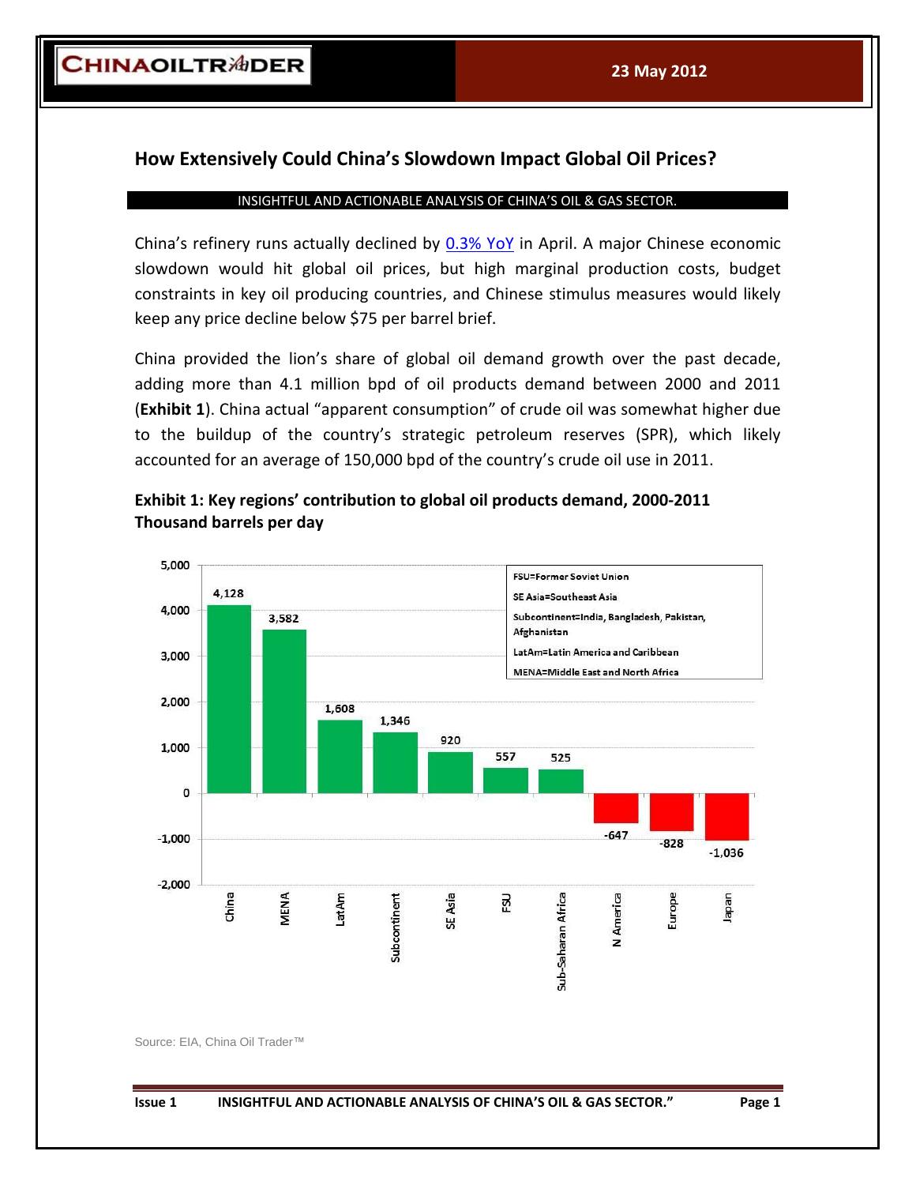# How Extensively Could China's Slowdown Impact Global Oil Prices?

INSIGHTFUL AND ACTIONABLE ANALYSIS OF CHINA'S OIL & GAS SECTOR.

China's refinery runs actually declined by 0.3% YoY in April. A major Chinese economic slowdown would hit global oil prices, but high marginal production costs, budget constraints in key oil producing countries, and Chinese stimulus measures would likely keep any price decline below $75 per barrel brief.

China provided the lion's share of global oil demand growth over the past decade, adding more than 4.1 million bpd of oil products demand between 2000 and 2011 (**Exhibit 1**). China actual "apparent consumption" of crude oil was somewhat higher due to the buildup of the country's strategic petroleum reserves (SPR), which likely accounted for an average of 150,000 bpd of the country's crude oil use in 2011.

**Exhibit 1: Key regions' contribution to global oil products demand, 2000-2011**
**Thousand barrels per day**

| Region | Thousand barrels per day |
|---|---|
| China | 4,128 |
| MENA | 3,582 |
| LatAm | 1,608 |
| Subcontinent | 1,346 |
| SE Asia | 920 |
| FSU | 557 |
| Sub-Saharan Africa | 525 |
| N America | -647 |
| Europe | -828 |
| Japan | -1,036 |

FSU=Former Soviet Union
SE Asia=Southeast Asia
Subcontinent=India, Bangladesh, Pakistan, Afghanistan
LatAm=Latin America and Caribbean
MENA=Middle East and North Africa

Source: EIA, China Oil Trader™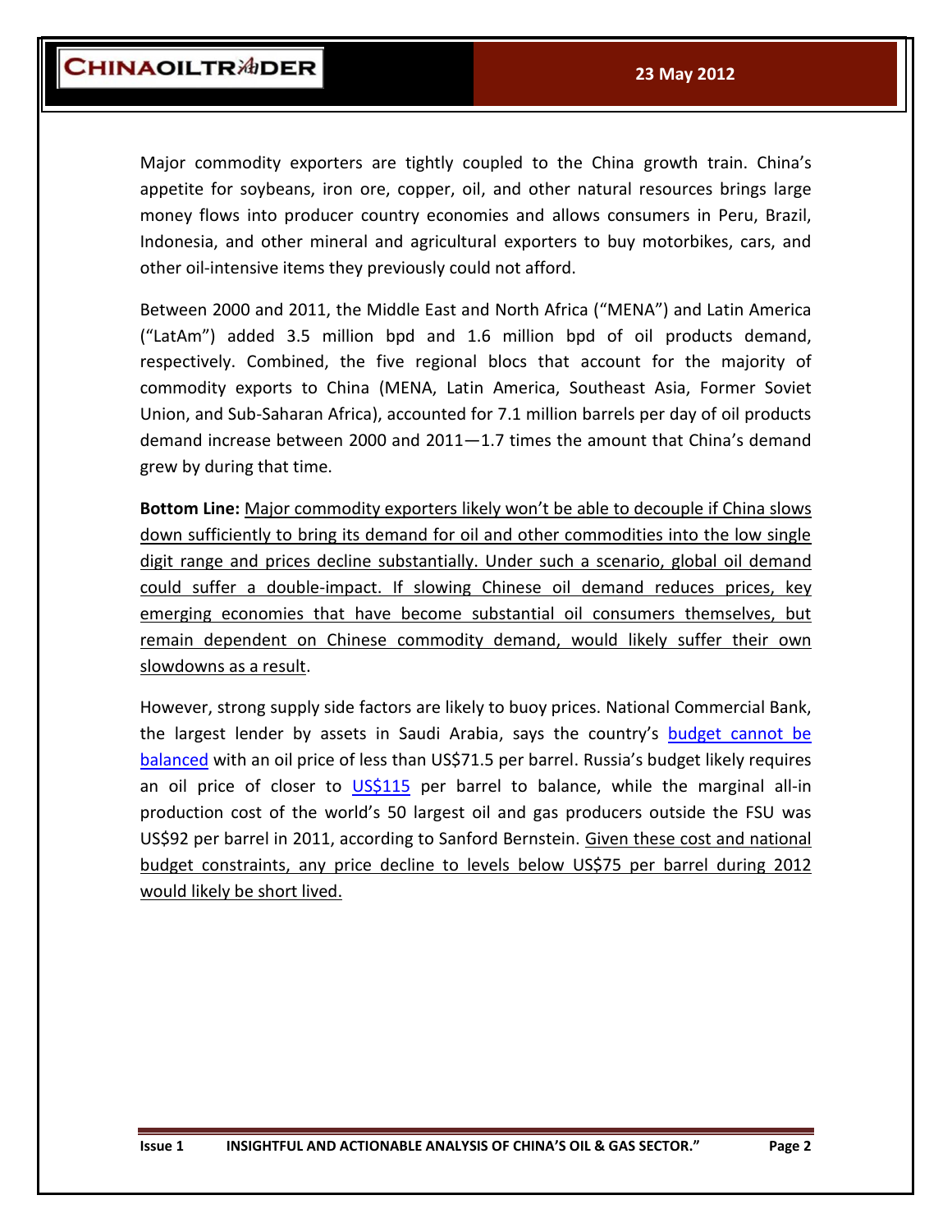Major commodity exporters are tightly coupled to the China growth train. China's appetite for soybeans, iron ore, copper, oil, and other natural resources brings large money flows into producer country economies and allows consumers in Peru, Brazil, Indonesia, and other mineral and agricultural exporters to buy motorbikes, cars, and other oil-intensive items they previously could not afford.

Between 2000 and 2011, the Middle East and North Africa ("MENA") and Latin America ("LatAm") added 3.5 million bpd and 1.6 million bpd of oil products demand, respectively. Combined, the five regional blocs that account for the majority of commodity exports to China (MENA, Latin America, Southeast Asia, Former Soviet Union, and Sub-Saharan Africa), accounted for 7.1 million barrels per day of oil products demand increase between 2000 and 2011—1.7 times the amount that China's demand grew by during that time.

**Bottom Line:** Major commodity exporters likely won't be able to decouple if China slows down sufficiently to bring its demand for oil and other commodities into the low single digit range and prices decline substantially. Under such a scenario, global oil demand could suffer a double-impact. If slowing Chinese oil demand reduces prices, key emerging economies that have become substantial oil consumers themselves, but remain dependent on Chinese commodity demand, would likely suffer their own slowdowns as a result.

However, strong supply side factors are likely to buoy prices. National Commercial Bank, the largest lender by assets in Saudi Arabia, says the country's budget cannot be balanced with an oil price of less than US$71.5 per barrel. Russia's budget likely requires an oil price of closer to US$115 per barrel to balance, while the marginal all-in production cost of the world's 50 largest oil and gas producers outside the FSU was US$92 per barrel in 2011, according to Sanford Bernstein. Given these cost and national budget constraints, any price decline to levels below US$75 per barrel during 2012 would likely be short lived.